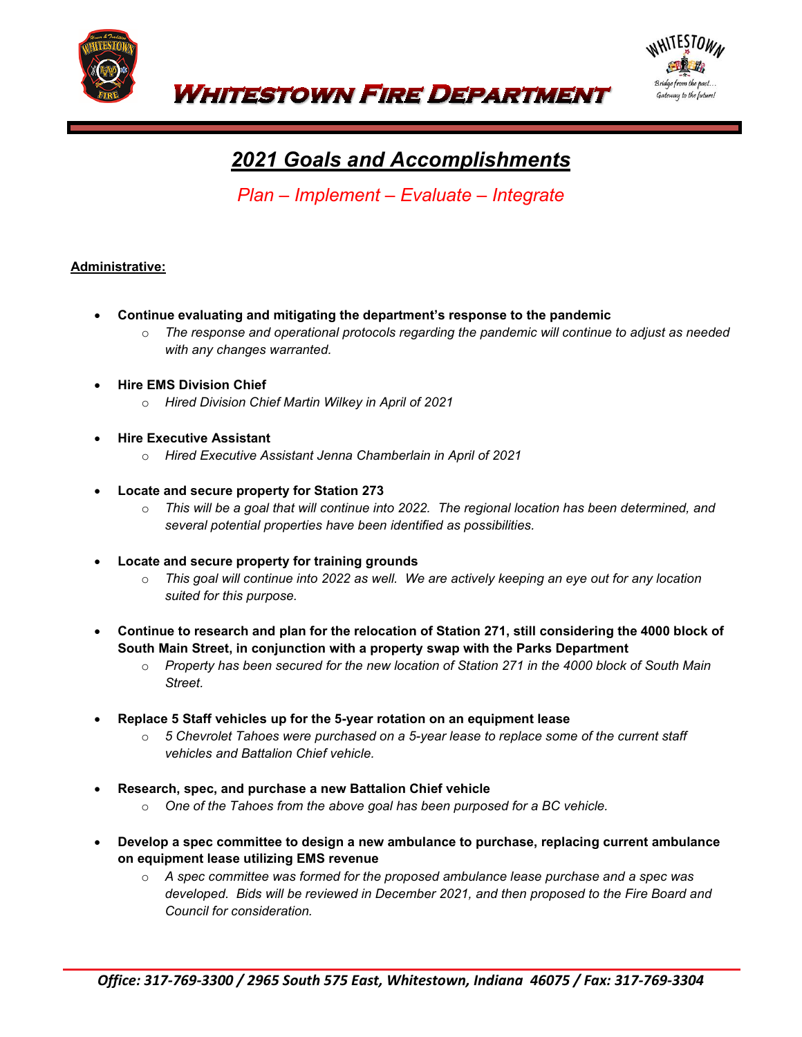# Whitestown Fire Department

## 2021 Goals and Accomplishments

*Plan – Implement – Evaluate – Integrate*

**Administrative:**

- **Continue evaluating and mitigating the department's response to the pandemic**
  - *The response and operational protocols regarding the pandemic will continue to adjust as needed with any changes warranted.*

- **Hire EMS Division Chief**
  - *Hired Division Chief Martin Wilkey in April of 2021*

- **Hire Executive Assistant**
  - *Hired Executive Assistant Jenna Chamberlain in April of 2021*

- **Locate and secure property for Station 273**
  - *This will be a goal that will continue into 2022. The regional location has been determined, and several potential properties have been identified as possibilities.*

- **Locate and secure property for training grounds**
  - *This goal will continue into 2022 as well. We are actively keeping an eye out for any location suited for this purpose.*

- **Continue to research and plan for the relocation of Station 271, still considering the 4000 block of South Main Street, in conjunction with a property swap with the Parks Department**
  - *Property has been secured for the new location of Station 271 in the 4000 block of South Main Street.*

- **Replace 5 Staff vehicles up for the 5-year rotation on an equipment lease**
  - *5 Chevrolet Tahoes were purchased on a 5-year lease to replace some of the current staff vehicles and Battalion Chief vehicle.*

- **Research, spec, and purchase a new Battalion Chief vehicle**
  - *One of the Tahoes from the above goal has been purposed for a BC vehicle.*

- **Develop a spec committee to design a new ambulance to purchase, replacing current ambulance on equipment lease utilizing EMS revenue**
  - *A spec committee was formed for the proposed ambulance lease purchase and a spec was developed. Bids will be reviewed in December 2021, and then proposed to the Fire Board and Council for consideration.*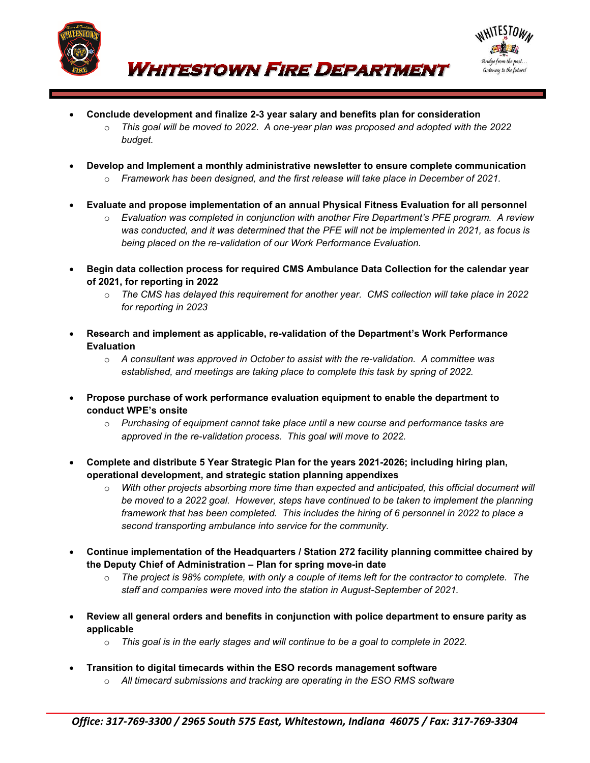- **Conclude development and finalize 2-3 year salary and benefits plan for consideration**
  - *This goal will be moved to 2022. A one-year plan was proposed and adopted with the 2022 budget.*

- **Develop and Implement a monthly administrative newsletter to ensure complete communication**
  - *Framework has been designed, and the first release will take place in December of 2021.*

- **Evaluate and propose implementation of an annual Physical Fitness Evaluation for all personnel**
  - *Evaluation was completed in conjunction with another Fire Department's PFE program. A review was conducted, and it was determined that the PFE will not be implemented in 2021, as focus is being placed on the re-validation of our Work Performance Evaluation.*

- **Begin data collection process for required CMS Ambulance Data Collection for the calendar year of 2021, for reporting in 2022**
  - *The CMS has delayed this requirement for another year. CMS collection will take place in 2022 for reporting in 2023*

- **Research and implement as applicable, re-validation of the Department's Work Performance Evaluation**
  - *A consultant was approved in October to assist with the re-validation. A committee was established, and meetings are taking place to complete this task by spring of 2022.*

- **Propose purchase of work performance evaluation equipment to enable the department to conduct WPE's onsite**
  - *Purchasing of equipment cannot take place until a new course and performance tasks are approved in the re-validation process. This goal will move to 2022.*

- **Complete and distribute 5 Year Strategic Plan for the years 2021-2026; including hiring plan, operational development, and strategic station planning appendixes**
  - *With other projects absorbing more time than expected and anticipated, this official document will be moved to a 2022 goal. However, steps have continued to be taken to implement the planning framework that has been completed. This includes the hiring of 6 personnel in 2022 to place a second transporting ambulance into service for the community.*

- **Continue implementation of the Headquarters / Station 272 facility planning committee chaired by the Deputy Chief of Administration – Plan for spring move-in date**
  - *The project is 98% complete, with only a couple of items left for the contractor to complete. The staff and companies were moved into the station in August-September of 2021.*

- **Review all general orders and benefits in conjunction with police department to ensure parity as applicable**
  - *This goal is in the early stages and will continue to be a goal to complete in 2022.*

- **Transition to digital timecards within the ESO records management software**
  - *All timecard submissions and tracking are operating in the ESO RMS software*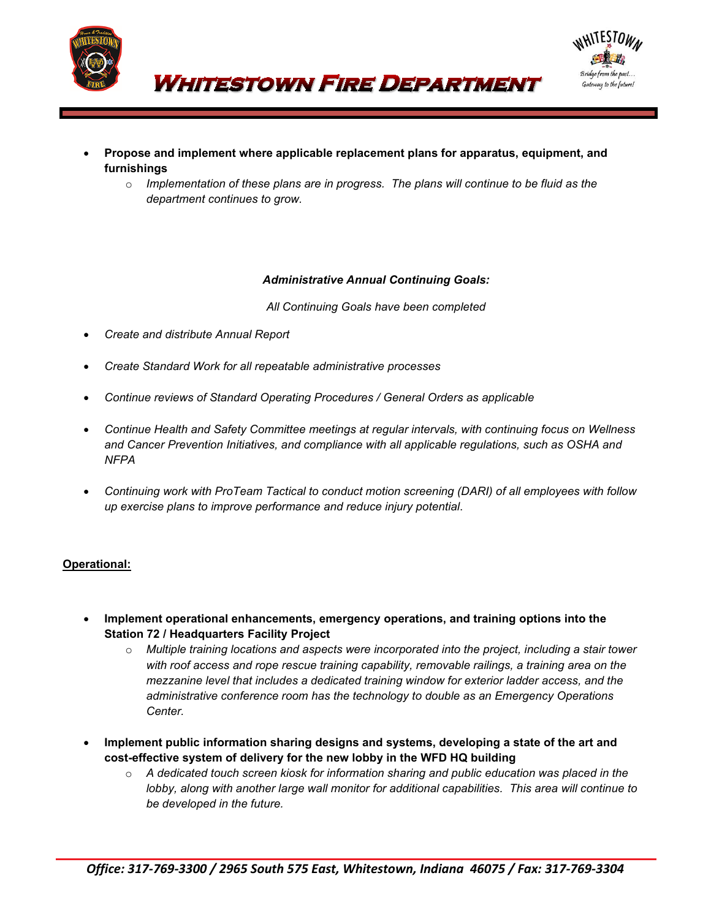- **Propose and implement where applicable replacement plans for apparatus, equipment, and furnishings**
    - *Implementation of these plans are in progress. The plans will continue to be fluid as the department continues to grow.*

***Administrative Annual Continuing Goals:***

*All Continuing Goals have been completed*

- *Create and distribute Annual Report*
- *Create Standard Work for all repeatable administrative processes*
- *Continue reviews of Standard Operating Procedures / General Orders as applicable*
- *Continue Health and Safety Committee meetings at regular intervals, with continuing focus on Wellness and Cancer Prevention Initiatives, and compliance with all applicable regulations, such as OSHA and NFPA*
- *Continuing work with ProTeam Tactical to conduct motion screening (DARI) of all employees with follow up exercise plans to improve performance and reduce injury potential.*

**Operational:**

- **Implement operational enhancements, emergency operations, and training options into the Station 72 / Headquarters Facility Project**
    - *Multiple training locations and aspects were incorporated into the project, including a stair tower with roof access and rope rescue training capability, removable railings, a training area on the mezzanine level that includes a dedicated training window for exterior ladder access, and the administrative conference room has the technology to double as an Emergency Operations Center.*
- **Implement public information sharing designs and systems, developing a state of the art and cost-effective system of delivery for the new lobby in the WFD HQ building**
    - *A dedicated touch screen kiosk for information sharing and public education was placed in the lobby, along with another large wall monitor for additional capabilities. This area will continue to be developed in the future.*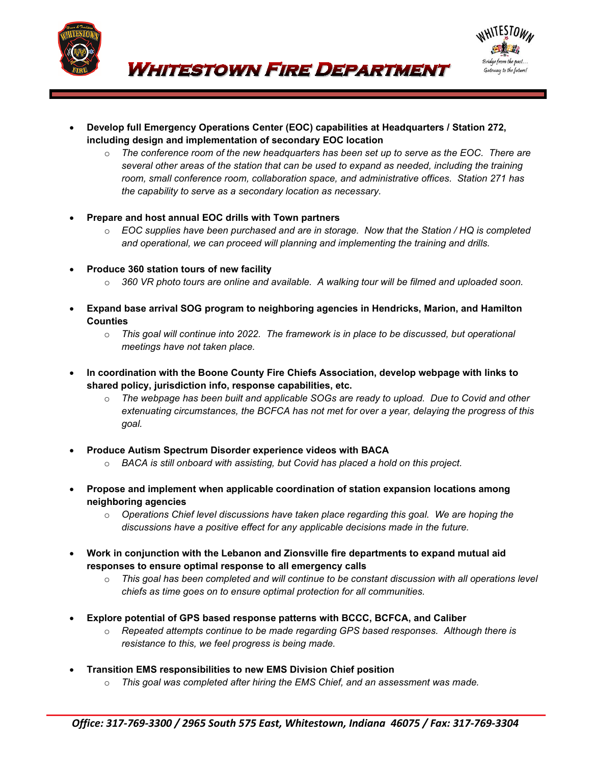- **Develop full Emergency Operations Center (EOC) capabilities at Headquarters / Station 272, including design and implementation of secondary EOC location**
  - *The conference room of the new headquarters has been set up to serve as the EOC. There are several other areas of the station that can be used to expand as needed, including the training room, small conference room, collaboration space, and administrative offices. Station 271 has the capability to serve as a secondary location as necessary.*

- **Prepare and host annual EOC drills with Town partners**
  - *EOC supplies have been purchased and are in storage. Now that the Station / HQ is completed and operational, we can proceed will planning and implementing the training and drills.*

- **Produce 360 station tours of new facility**
  - *360 VR photo tours are online and available. A walking tour will be filmed and uploaded soon.*

- **Expand base arrival SOG program to neighboring agencies in Hendricks, Marion, and Hamilton Counties**
  - *This goal will continue into 2022. The framework is in place to be discussed, but operational meetings have not taken place.*

- **In coordination with the Boone County Fire Chiefs Association, develop webpage with links to shared policy, jurisdiction info, response capabilities, etc.**
  - *The webpage has been built and applicable SOGs are ready to upload. Due to Covid and other extenuating circumstances, the BCFCA has not met for over a year, delaying the progress of this goal.*

- **Produce Autism Spectrum Disorder experience videos with BACA**
  - *BACA is still onboard with assisting, but Covid has placed a hold on this project.*

- **Propose and implement when applicable coordination of station expansion locations among neighboring agencies**
  - *Operations Chief level discussions have taken place regarding this goal. We are hoping the discussions have a positive effect for any applicable decisions made in the future.*

- **Work in conjunction with the Lebanon and Zionsville fire departments to expand mutual aid responses to ensure optimal response to all emergency calls**
  - *This goal has been completed and will continue to be constant discussion with all operations level chiefs as time goes on to ensure optimal protection for all communities.*

- **Explore potential of GPS based response patterns with BCCC, BCFCA, and Caliber**
  - *Repeated attempts continue to be made regarding GPS based responses. Although there is resistance to this, we feel progress is being made.*

- **Transition EMS responsibilities to new EMS Division Chief position**
  - *This goal was completed after hiring the EMS Chief, and an assessment was made.*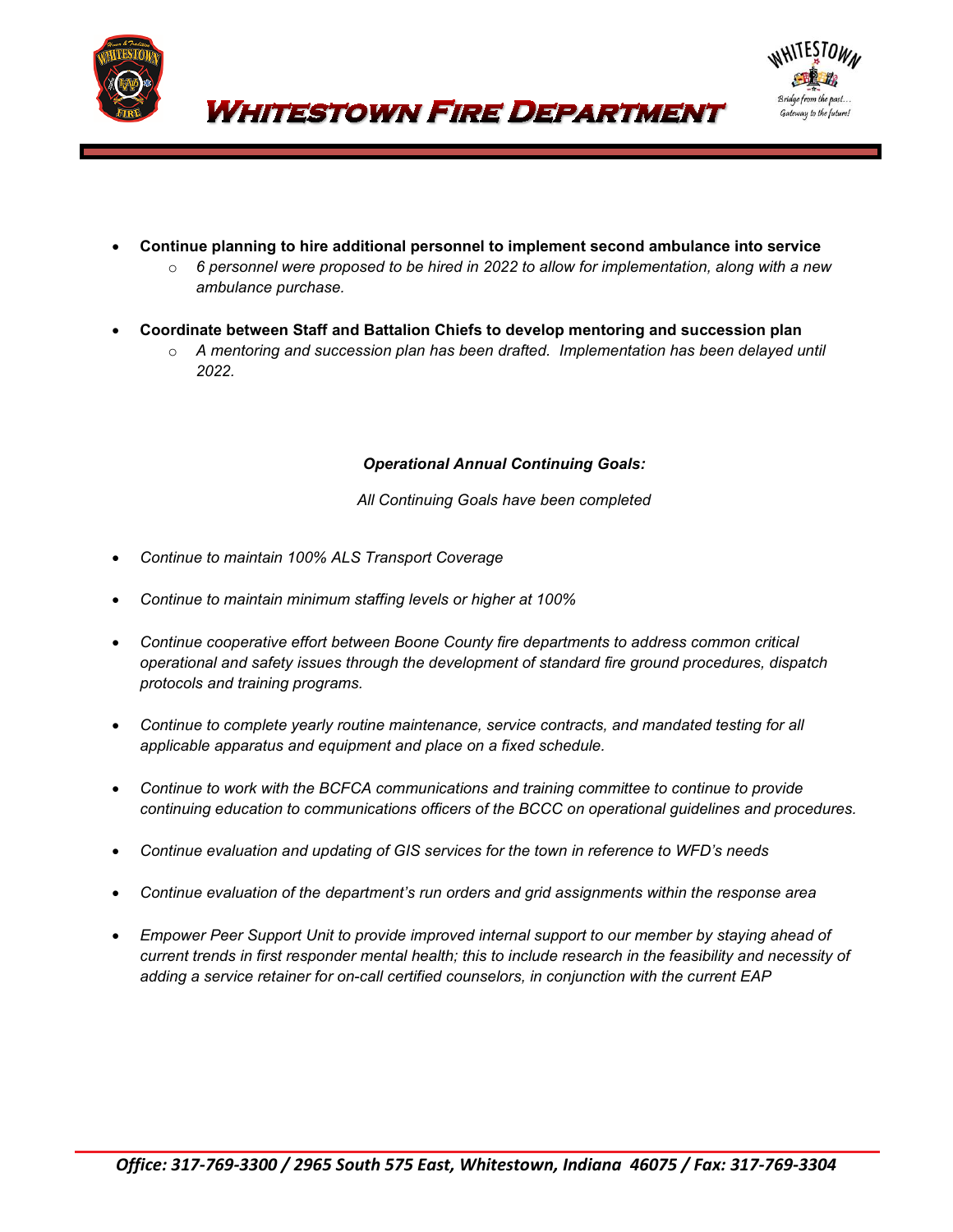- **Continue planning to hire additional personnel to implement second ambulance into service**
  - *6 personnel were proposed to be hired in 2022 to allow for implementation, along with a new ambulance purchase.*

- **Coordinate between Staff and Battalion Chiefs to develop mentoring and succession plan**
  - *A mentoring and succession plan has been drafted. Implementation has been delayed until 2022.*

***Operational Annual Continuing Goals:***

*All Continuing Goals have been completed*

- *Continue to maintain 100% ALS Transport Coverage*

- *Continue to maintain minimum staffing levels or higher at 100%*

- *Continue cooperative effort between Boone County fire departments to address common critical operational and safety issues through the development of standard fire ground procedures, dispatch protocols and training programs.*

- *Continue to complete yearly routine maintenance, service contracts, and mandated testing for all applicable apparatus and equipment and place on a fixed schedule.*

- *Continue to work with the BCFCA communications and training committee to continue to provide continuing education to communications officers of the BCCC on operational guidelines and procedures.*

- *Continue evaluation and updating of GIS services for the town in reference to WFD's needs*

- *Continue evaluation of the department's run orders and grid assignments within the response area*

- *Empower Peer Support Unit to provide improved internal support to our member by staying ahead of current trends in first responder mental health; this to include research in the feasibility and necessity of adding a service retainer for on-call certified counselors, in conjunction with the current EAP*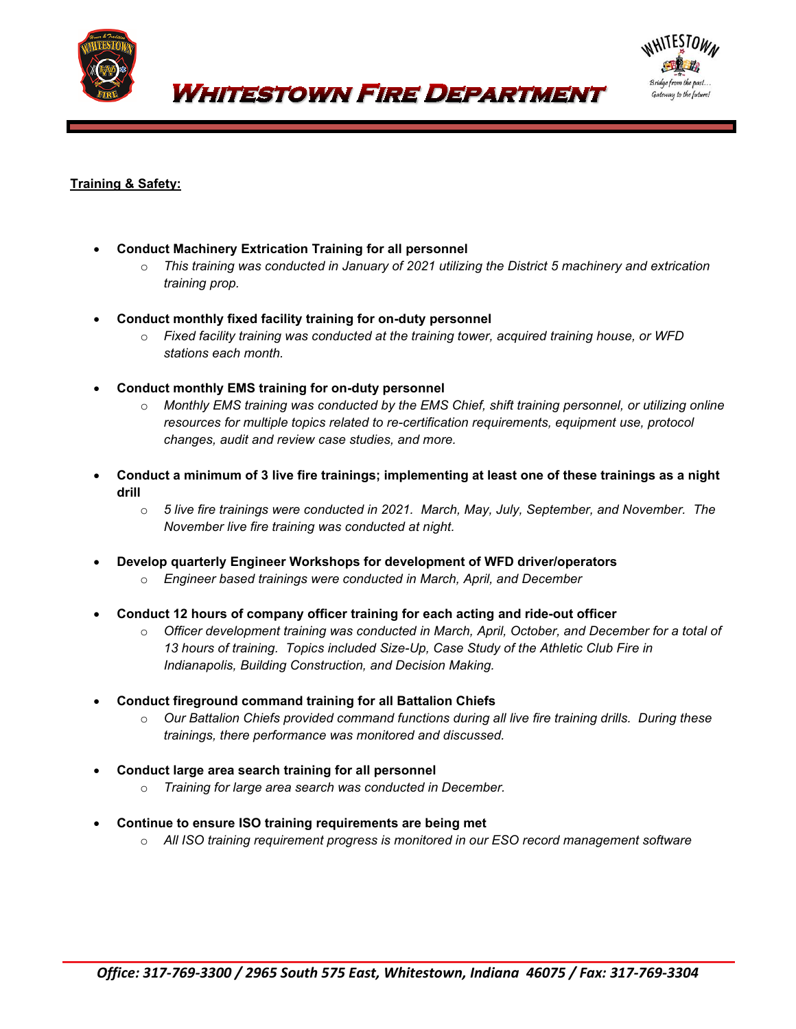**Training & Safety:**

- **Conduct Machinery Extrication Training for all personnel**
  - *This training was conducted in January of 2021 utilizing the District 5 machinery and extrication training prop.*

- **Conduct monthly fixed facility training for on-duty personnel**
  - *Fixed facility training was conducted at the training tower, acquired training house, or WFD stations each month.*

- **Conduct monthly EMS training for on-duty personnel**
  - *Monthly EMS training was conducted by the EMS Chief, shift training personnel, or utilizing online resources for multiple topics related to re-certification requirements, equipment use, protocol changes, audit and review case studies, and more.*

- **Conduct a minimum of 3 live fire trainings; implementing at least one of these trainings as a night drill**
  - *5 live fire trainings were conducted in 2021. March, May, July, September, and November. The November live fire training was conducted at night.*

- **Develop quarterly Engineer Workshops for development of WFD driver/operators**
  - *Engineer based trainings were conducted in March, April, and December*

- **Conduct 12 hours of company officer training for each acting and ride-out officer**
  - *Officer development training was conducted in March, April, October, and December for a total of 13 hours of training. Topics included Size-Up, Case Study of the Athletic Club Fire in Indianapolis, Building Construction, and Decision Making.*

- **Conduct fireground command training for all Battalion Chiefs**
  - *Our Battalion Chiefs provided command functions during all live fire training drills. During these trainings, there performance was monitored and discussed.*

- **Conduct large area search training for all personnel**
  - *Training for large area search was conducted in December.*

- **Continue to ensure ISO training requirements are being met**
  - *All ISO training requirement progress is monitored in our ESO record management software*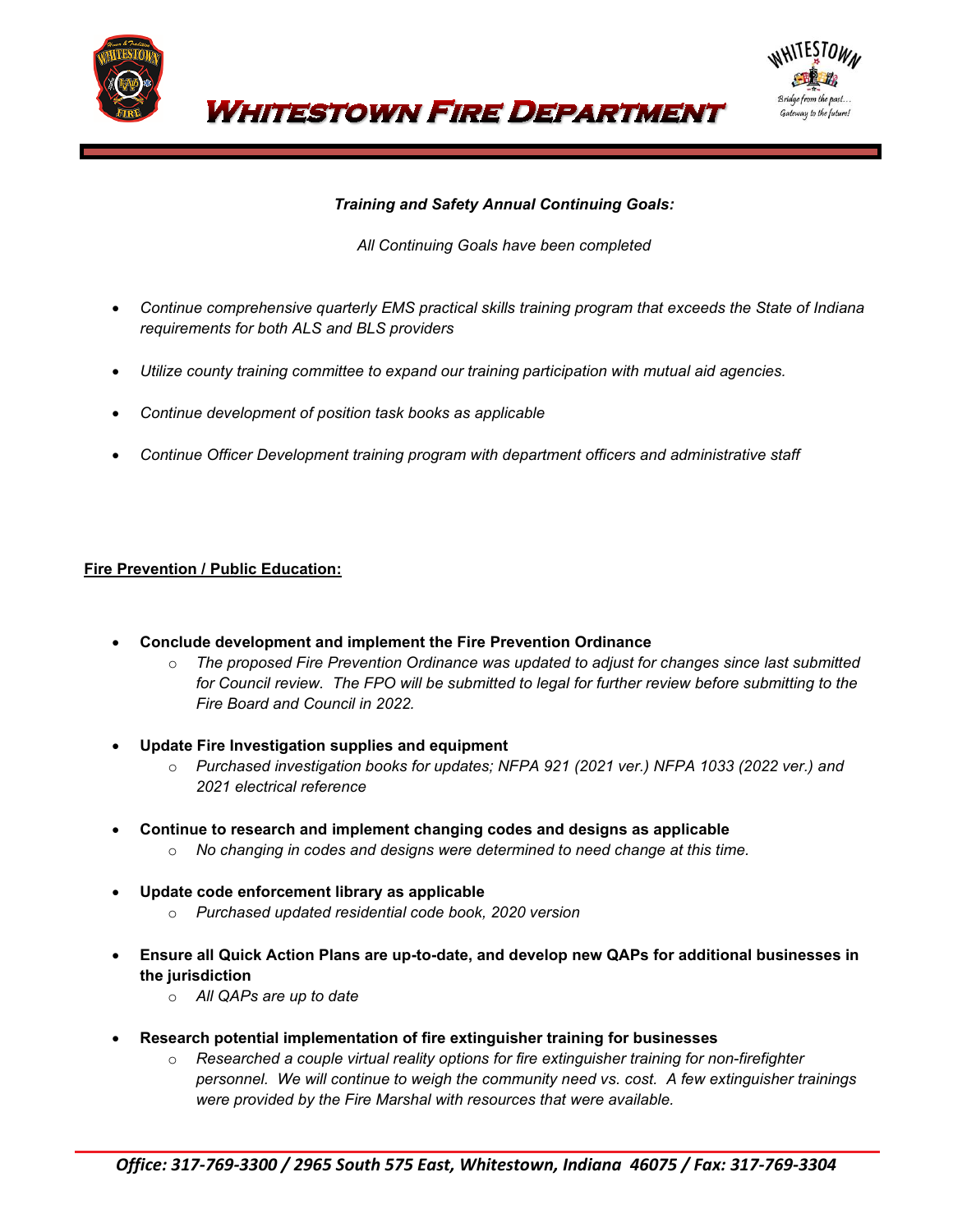*Training and Safety Annual Continuing Goals:*

*All Continuing Goals have been completed*

- *Continue comprehensive quarterly EMS practical skills training program that exceeds the State of Indiana requirements for both ALS and BLS providers*
- *Utilize county training committee to expand our training participation with mutual aid agencies.*
- *Continue development of position task books as applicable*
- *Continue Officer Development training program with department officers and administrative staff*

**Fire Prevention / Public Education:**

- **Conclude development and implement the Fire Prevention Ordinance**
  - *The proposed Fire Prevention Ordinance was updated to adjust for changes since last submitted for Council review. The FPO will be submitted to legal for further review before submitting to the Fire Board and Council in 2022.*
- **Update Fire Investigation supplies and equipment**
  - *Purchased investigation books for updates; NFPA 921 (2021 ver.) NFPA 1033 (2022 ver.) and 2021 electrical reference*
- **Continue to research and implement changing codes and designs as applicable**
  - *No changing in codes and designs were determined to need change at this time.*
- **Update code enforcement library as applicable**
  - *Purchased updated residential code book, 2020 version*
- **Ensure all Quick Action Plans are up-to-date, and develop new QAPs for additional businesses in the jurisdiction**
  - *All QAPs are up to date*
- **Research potential implementation of fire extinguisher training for businesses**
  - *Researched a couple virtual reality options for fire extinguisher training for non-firefighter personnel. We will continue to weigh the community need vs. cost. A few extinguisher trainings were provided by the Fire Marshal with resources that were available.*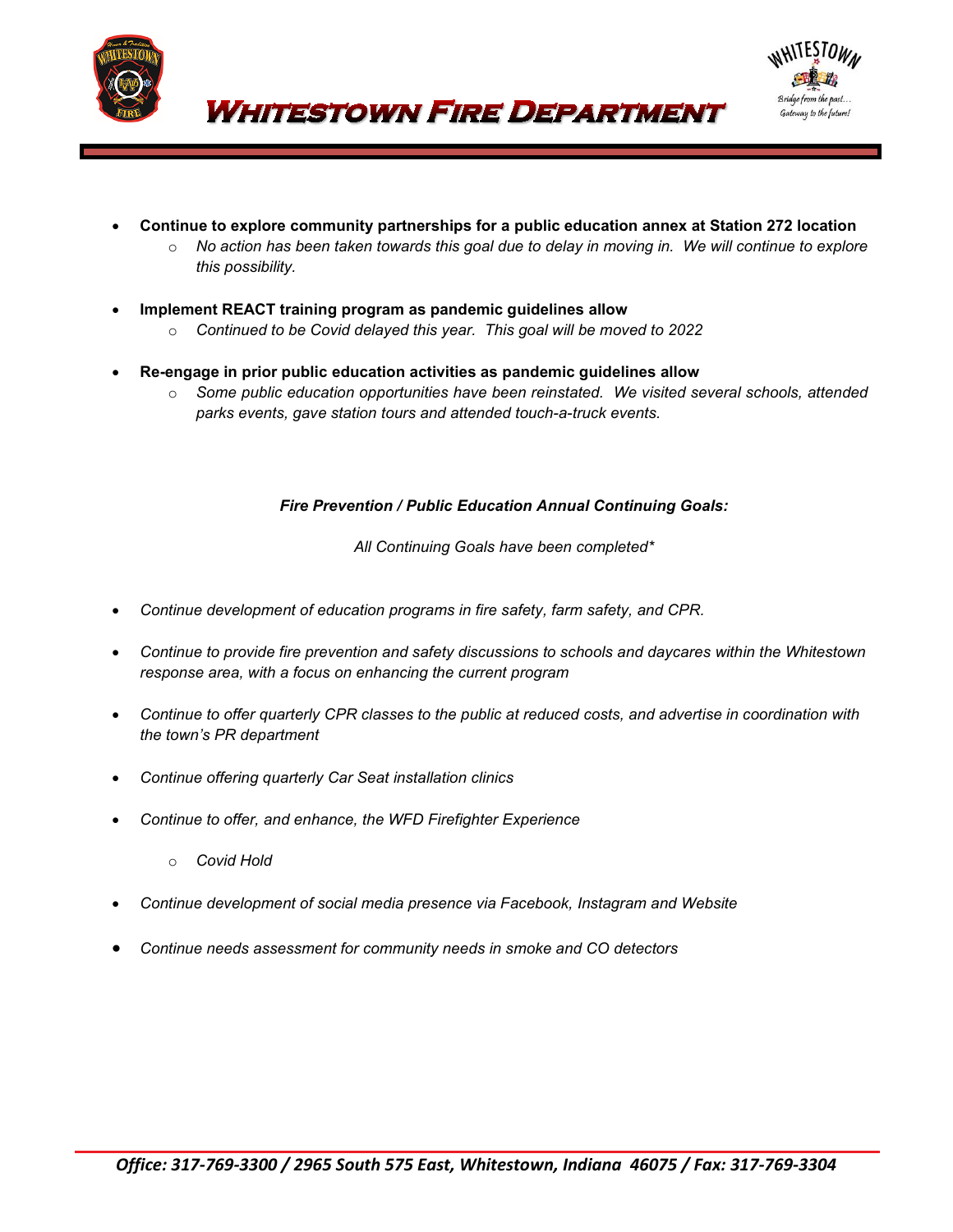- **Continue to explore community partnerships for a public education annex at Station 272 location**
  - *No action has been taken towards this goal due to delay in moving in. We will continue to explore this possibility.*

- **Implement REACT training program as pandemic guidelines allow**
  - *Continued to be Covid delayed this year. This goal will be moved to 2022*

- **Re-engage in prior public education activities as pandemic guidelines allow**
  - *Some public education opportunities have been reinstated. We visited several schools, attended parks events, gave station tours and attended touch-a-truck events.*

***Fire Prevention / Public Education Annual Continuing Goals:***

*All Continuing Goals have been completed**

- *Continue development of education programs in fire safety, farm safety, and CPR.*

- *Continue to provide fire prevention and safety discussions to schools and daycares within the Whitestown response area, with a focus on enhancing the current program*

- *Continue to offer quarterly CPR classes to the public at reduced costs, and advertise in coordination with the town's PR department*

- *Continue offering quarterly Car Seat installation clinics*

- *Continue to offer, and enhance, the WFD Firefighter Experience*
  - *Covid Hold*

- *Continue development of social media presence via Facebook, Instagram and Website*

- *Continue needs assessment for community needs in smoke and CO detectors*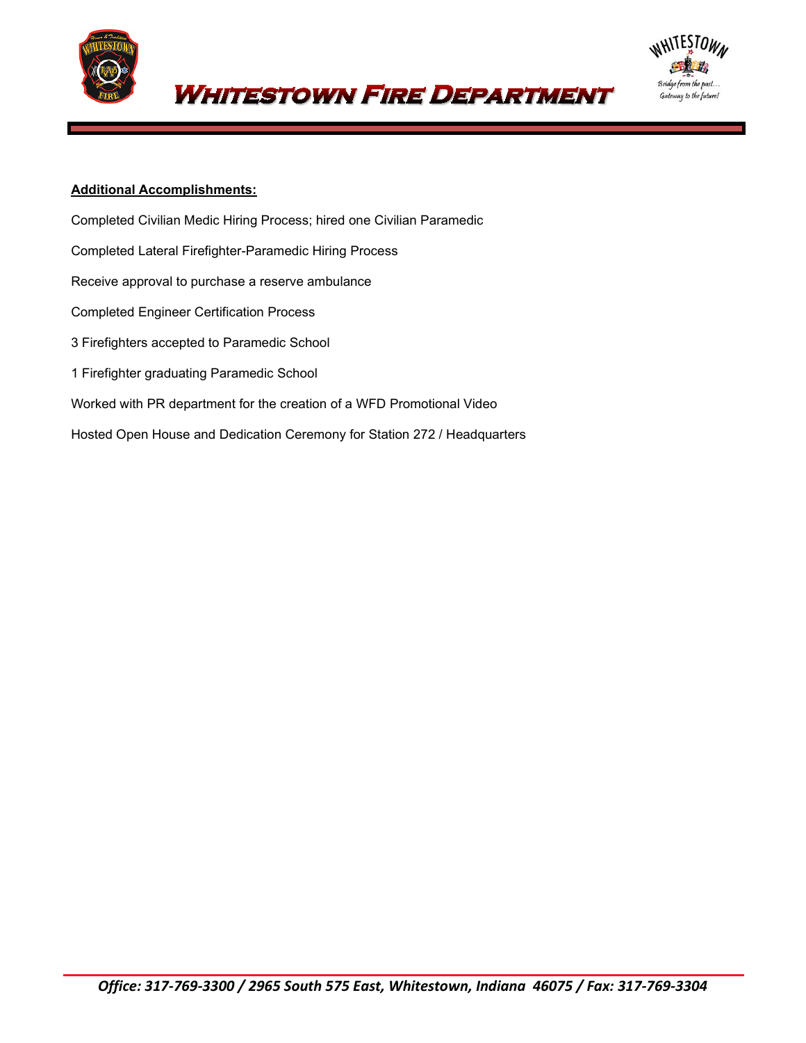**Additional Accomplishments:**

Completed Civilian Medic Hiring Process; hired one Civilian Paramedic

Completed Lateral Firefighter-Paramedic Hiring Process

Receive approval to purchase a reserve ambulance

Completed Engineer Certification Process

3 Firefighters accepted to Paramedic School

1 Firefighter graduating Paramedic School

Worked with PR department for the creation of a WFD Promotional Video

Hosted Open House and Dedication Ceremony for Station 272 / Headquarters